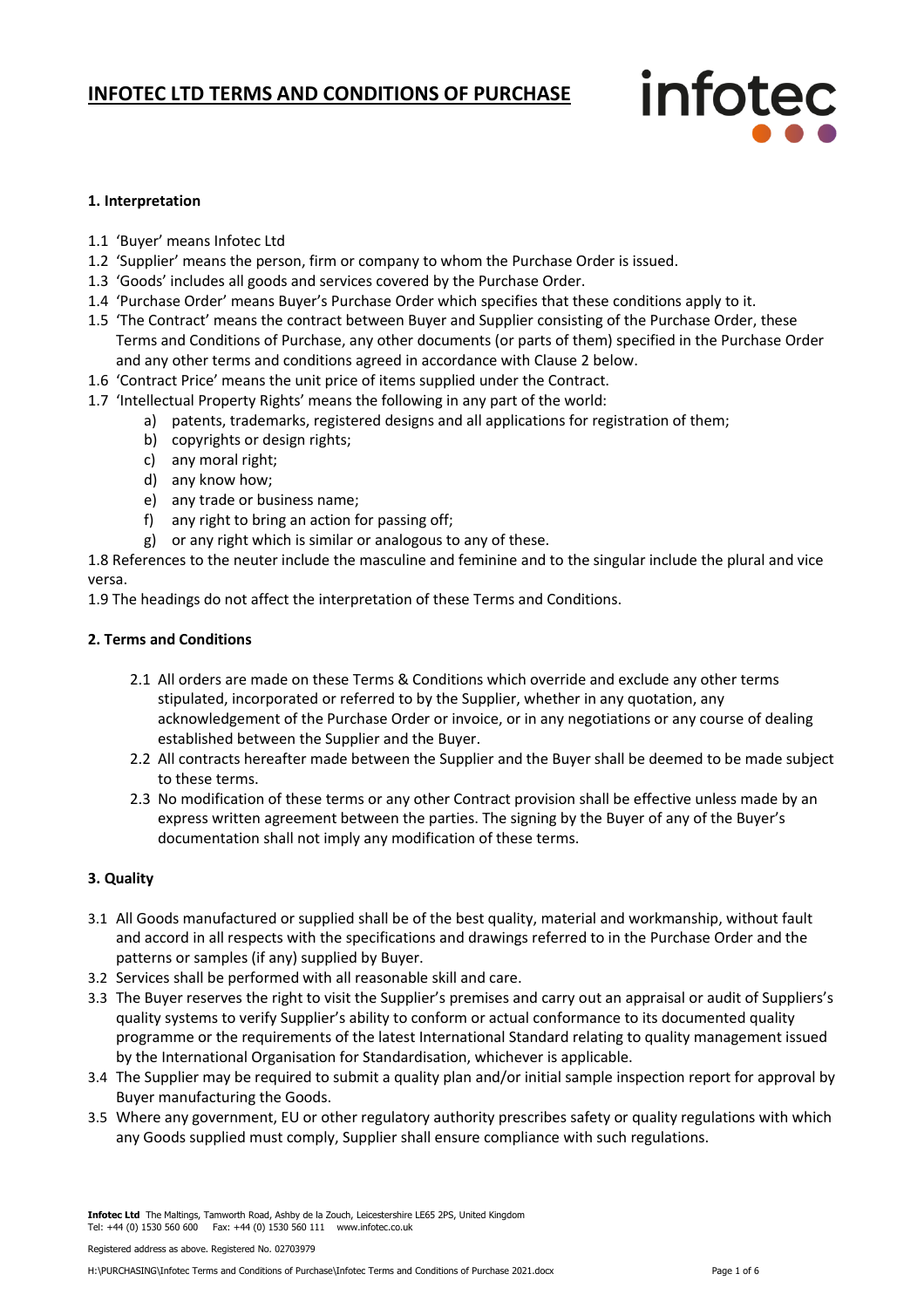# INFOTEC LTD TERMS AND CONDITIONS OF PURCHASE

### 1. Interpretation

1.1 'Buyer' means Infotec Ltd
1.2 'Supplier' means the person, firm or company to whom the Purchase Order is issued.
1.3 'Goods' includes all goods and services covered by the Purchase Order.
1.4 'Purchase Order' means Buyer's Purchase Order which specifies that these conditions apply to it.
1.5 'The Contract' means the contract between Buyer and Supplier consisting of the Purchase Order, these Terms and Conditions of Purchase, any other documents (or parts of them) specified in the Purchase Order and any other terms and conditions agreed in accordance with Clause 2 below.
1.6 'Contract Price' means the unit price of items supplied under the Contract.
1.7 'Intellectual Property Rights' means the following in any part of the world:

a) patents, trademarks, registered designs and all applications for registration of them;
b) copyrights or design rights;
c) any moral right;
d) any know how;
e) any trade or business name;
f) any right to bring an action for passing off;
g) or any right which is similar or analogous to any of these.

1.8 References to the neuter include the masculine and feminine and to the singular include the plural and vice versa.
1.9 The headings do not affect the interpretation of these Terms and Conditions.

### 2. Terms and Conditions

2.1 All orders are made on these Terms & Conditions which override and exclude any other terms stipulated, incorporated or referred to by the Supplier, whether in any quotation, any acknowledgement of the Purchase Order or invoice, or in any negotiations or any course of dealing established between the Supplier and the Buyer.
2.2 All contracts hereafter made between the Supplier and the Buyer shall be deemed to be made subject to these terms.
2.3 No modification of these terms or any other Contract provision shall be effective unless made by an express written agreement between the parties. The signing by the Buyer of any of the Buyer's documentation shall not imply any modification of these terms.

### 3. Quality

3.1 All Goods manufactured or supplied shall be of the best quality, material and workmanship, without fault and accord in all respects with the specifications and drawings referred to in the Purchase Order and the patterns or samples (if any) supplied by Buyer.
3.2 Services shall be performed with all reasonable skill and care.
3.3 The Buyer reserves the right to visit the Supplier's premises and carry out an appraisal or audit of Suppliers's quality systems to verify Supplier's ability to conform or actual conformance to its documented quality programme or the requirements of the latest International Standard relating to quality management issued by the International Organisation for Standardisation, whichever is applicable.
3.4 The Supplier may be required to submit a quality plan and/or initial sample inspection report for approval by Buyer manufacturing the Goods.
3.5 Where any government, EU or other regulatory authority prescribes safety or quality regulations with which any Goods supplied must comply, Supplier shall ensure compliance with such regulations.

**Infotec Ltd** The Maltings, Tamworth Road, Ashby de la Zouch, Leicestershire LE65 2PS, United Kingdom
Tel: +44 (0) 1530 560 600 Fax: +44 (0) 1530 560 111 www.infotec.co.uk

Registered address as above. Registered No. 02703979

H:\PURCHASING\Infotec Terms and Conditions of Purchase\Infotec Terms and Conditions of Purchase 2021.docx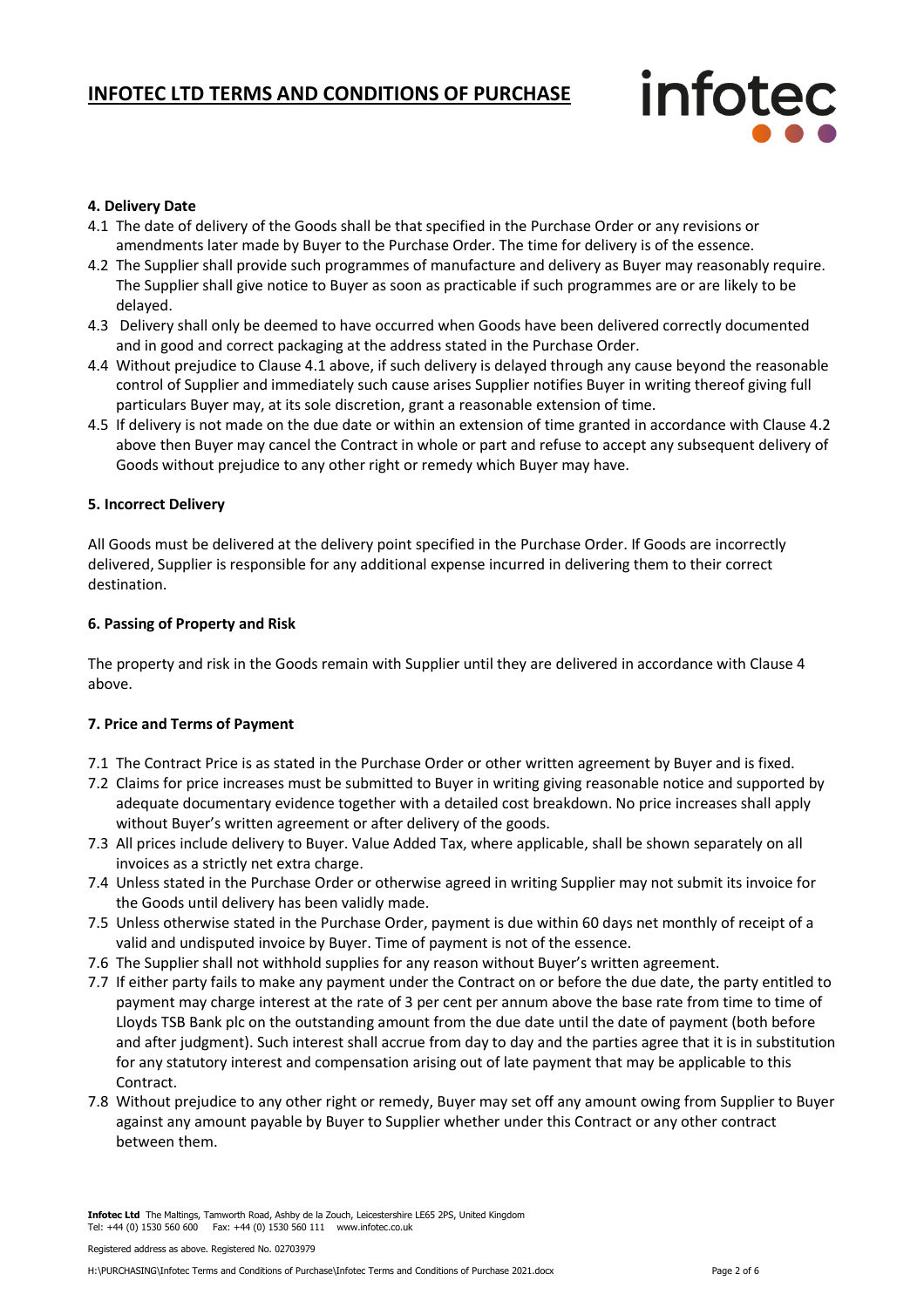## 4. Delivery Date

4.1 The date of delivery of the Goods shall be that specified in the Purchase Order or any revisions or amendments later made by Buyer to the Purchase Order. The time for delivery is of the essence.

4.2 The Supplier shall provide such programmes of manufacture and delivery as Buyer may reasonably require. The Supplier shall give notice to Buyer as soon as practicable if such programmes are or are likely to be delayed.

4.3 Delivery shall only be deemed to have occurred when Goods have been delivered correctly documented and in good and correct packaging at the address stated in the Purchase Order.

4.4 Without prejudice to Clause 4.1 above, if such delivery is delayed through any cause beyond the reasonable control of Supplier and immediately such cause arises Supplier notifies Buyer in writing thereof giving full particulars Buyer may, at its sole discretion, grant a reasonable extension of time.

4.5 If delivery is not made on the due date or within an extension of time granted in accordance with Clause 4.2 above then Buyer may cancel the Contract in whole or part and refuse to accept any subsequent delivery of Goods without prejudice to any other right or remedy which Buyer may have.

## 5. Incorrect Delivery

All Goods must be delivered at the delivery point specified in the Purchase Order. If Goods are incorrectly delivered, Supplier is responsible for any additional expense incurred in delivering them to their correct destination.

## 6. Passing of Property and Risk

The property and risk in the Goods remain with Supplier until they are delivered in accordance with Clause 4 above.

## 7. Price and Terms of Payment

7.1 The Contract Price is as stated in the Purchase Order or other written agreement by Buyer and is fixed.

7.2 Claims for price increases must be submitted to Buyer in writing giving reasonable notice and supported by adequate documentary evidence together with a detailed cost breakdown. No price increases shall apply without Buyer's written agreement or after delivery of the goods.

7.3 All prices include delivery to Buyer. Value Added Tax, where applicable, shall be shown separately on all invoices as a strictly net extra charge.

7.4 Unless stated in the Purchase Order or otherwise agreed in writing Supplier may not submit its invoice for the Goods until delivery has been validly made.

7.5 Unless otherwise stated in the Purchase Order, payment is due within 60 days net monthly of receipt of a valid and undisputed invoice by Buyer. Time of payment is not of the essence.

7.6 The Supplier shall not withhold supplies for any reason without Buyer's written agreement.

7.7 If either party fails to make any payment under the Contract on or before the due date, the party entitled to payment may charge interest at the rate of 3 per cent per annum above the base rate from time to time of Lloyds TSB Bank plc on the outstanding amount from the due date until the date of payment (both before and after judgment). Such interest shall accrue from day to day and the parties agree that it is in substitution for any statutory interest and compensation arising out of late payment that may be applicable to this Contract.

7.8 Without prejudice to any other right or remedy, Buyer may set off any amount owing from Supplier to Buyer against any amount payable by Buyer to Supplier whether under this Contract or any other contract between them.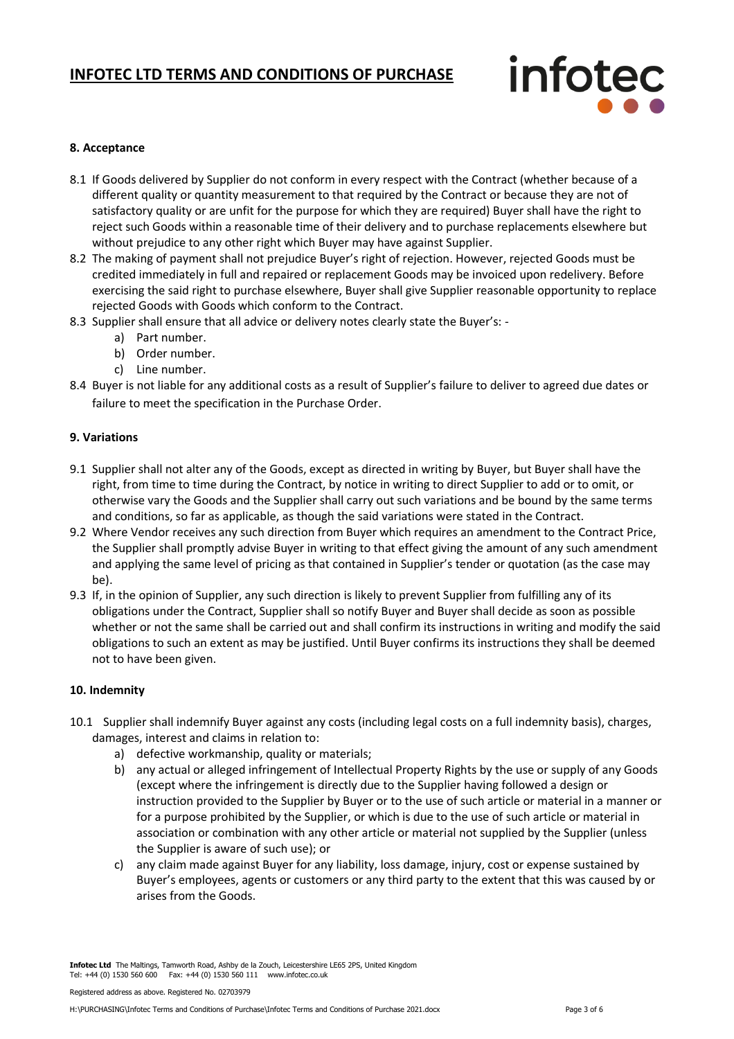## 8. Acceptance

8.1 If Goods delivered by Supplier do not conform in every respect with the Contract (whether because of a different quality or quantity measurement to that required by the Contract or because they are not of satisfactory quality or are unfit for the purpose for which they are required) Buyer shall have the right to reject such Goods within a reasonable time of their delivery and to purchase replacements elsewhere but without prejudice to any other right which Buyer may have against Supplier.

8.2 The making of payment shall not prejudice Buyer's right of rejection. However, rejected Goods must be credited immediately in full and repaired or replacement Goods may be invoiced upon redelivery. Before exercising the said right to purchase elsewhere, Buyer shall give Supplier reasonable opportunity to replace rejected Goods with Goods which conform to the Contract.

8.3 Supplier shall ensure that all advice or delivery notes clearly state the Buyer's: -

a) Part number.
b) Order number.
c) Line number.

8.4 Buyer is not liable for any additional costs as a result of Supplier's failure to deliver to agreed due dates or failure to meet the specification in the Purchase Order.

## 9. Variations

9.1 Supplier shall not alter any of the Goods, except as directed in writing by Buyer, but Buyer shall have the right, from time to time during the Contract, by notice in writing to direct Supplier to add or to omit, or otherwise vary the Goods and the Supplier shall carry out such variations and be bound by the same terms and conditions, so far as applicable, as though the said variations were stated in the Contract.

9.2 Where Vendor receives any such direction from Buyer which requires an amendment to the Contract Price, the Supplier shall promptly advise Buyer in writing to that effect giving the amount of any such amendment and applying the same level of pricing as that contained in Supplier's tender or quotation (as the case may be).

9.3 If, in the opinion of Supplier, any such direction is likely to prevent Supplier from fulfilling any of its obligations under the Contract, Supplier shall so notify Buyer and Buyer shall decide as soon as possible whether or not the same shall be carried out and shall confirm its instructions in writing and modify the said obligations to such an extent as may be justified. Until Buyer confirms its instructions they shall be deemed not to have been given.

## 10. Indemnity

10.1 Supplier shall indemnify Buyer against any costs (including legal costs on a full indemnity basis), charges, damages, interest and claims in relation to:

a) defective workmanship, quality or materials;
b) any actual or alleged infringement of Intellectual Property Rights by the use or supply of any Goods (except where the infringement is directly due to the Supplier having followed a design or instruction provided to the Supplier by Buyer or to the use of such article or material in a manner or for a purpose prohibited by the Supplier, or which is due to the use of such article or material in association or combination with any other article or material not supplied by the Supplier (unless the Supplier is aware of such use); or
c) any claim made against Buyer for any liability, loss damage, injury, cost or expense sustained by Buyer's employees, agents or customers or any third party to the extent that this was caused by or arises from the Goods.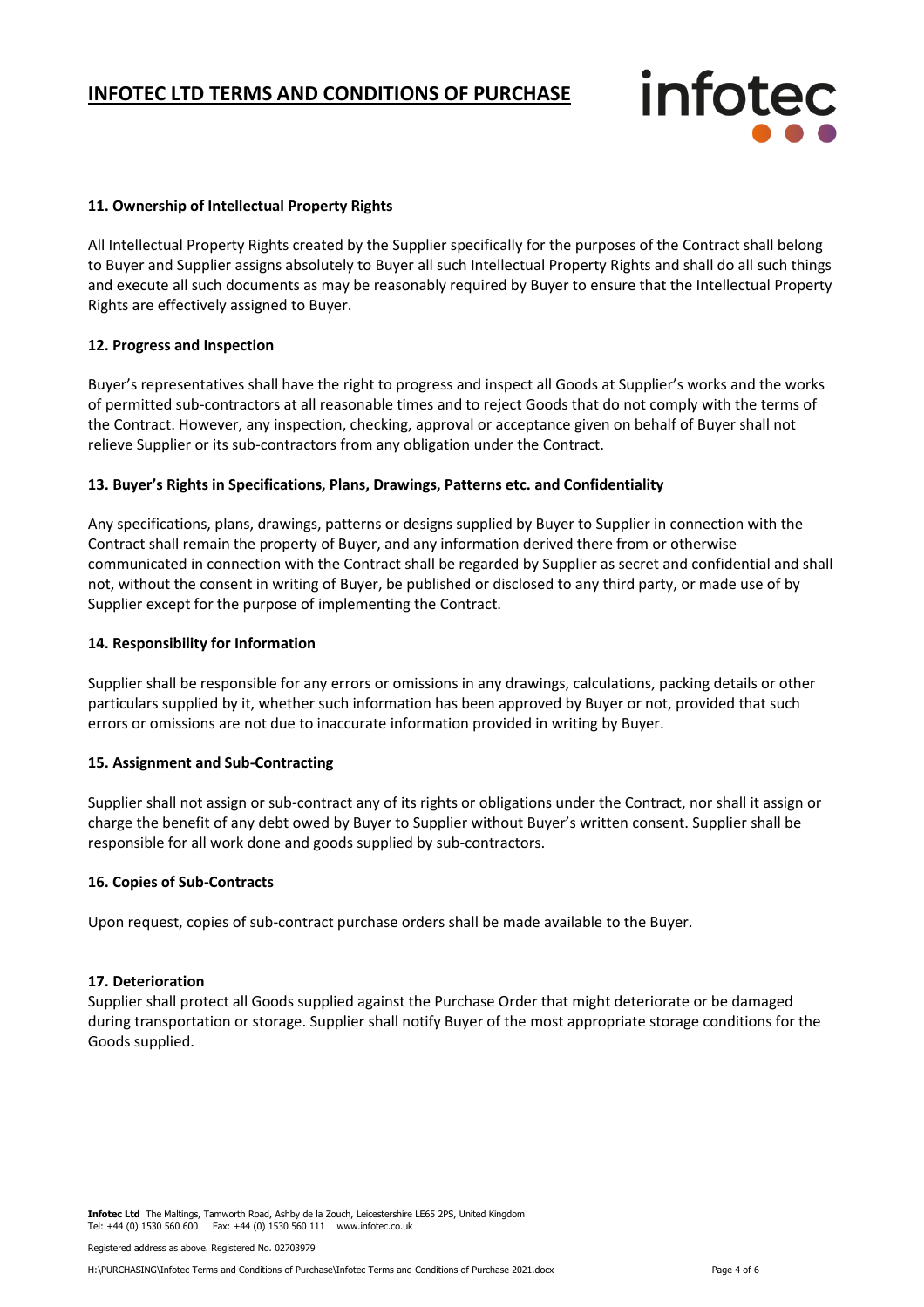### 11. Ownership of Intellectual Property Rights

All Intellectual Property Rights created by the Supplier specifically for the purposes of the Contract shall belong to Buyer and Supplier assigns absolutely to Buyer all such Intellectual Property Rights and shall do all such things and execute all such documents as may be reasonably required by Buyer to ensure that the Intellectual Property Rights are effectively assigned to Buyer.

### 12. Progress and Inspection

Buyer's representatives shall have the right to progress and inspect all Goods at Supplier's works and the works of permitted sub-contractors at all reasonable times and to reject Goods that do not comply with the terms of the Contract. However, any inspection, checking, approval or acceptance given on behalf of Buyer shall not relieve Supplier or its sub-contractors from any obligation under the Contract.

### 13. Buyer's Rights in Specifications, Plans, Drawings, Patterns etc. and Confidentiality

Any specifications, plans, drawings, patterns or designs supplied by Buyer to Supplier in connection with the Contract shall remain the property of Buyer, and any information derived there from or otherwise communicated in connection with the Contract shall be regarded by Supplier as secret and confidential and shall not, without the consent in writing of Buyer, be published or disclosed to any third party, or made use of by Supplier except for the purpose of implementing the Contract.

### 14. Responsibility for Information

Supplier shall be responsible for any errors or omissions in any drawings, calculations, packing details or other particulars supplied by it, whether such information has been approved by Buyer or not, provided that such errors or omissions are not due to inaccurate information provided in writing by Buyer.

### 15. Assignment and Sub-Contracting

Supplier shall not assign or sub-contract any of its rights or obligations under the Contract, nor shall it assign or charge the benefit of any debt owed by Buyer to Supplier without Buyer's written consent. Supplier shall be responsible for all work done and goods supplied by sub-contractors.

### 16. Copies of Sub-Contracts

Upon request, copies of sub-contract purchase orders shall be made available to the Buyer.

### 17. Deterioration

Supplier shall protect all Goods supplied against the Purchase Order that might deteriorate or be damaged during transportation or storage. Supplier shall notify Buyer of the most appropriate storage conditions for the Goods supplied.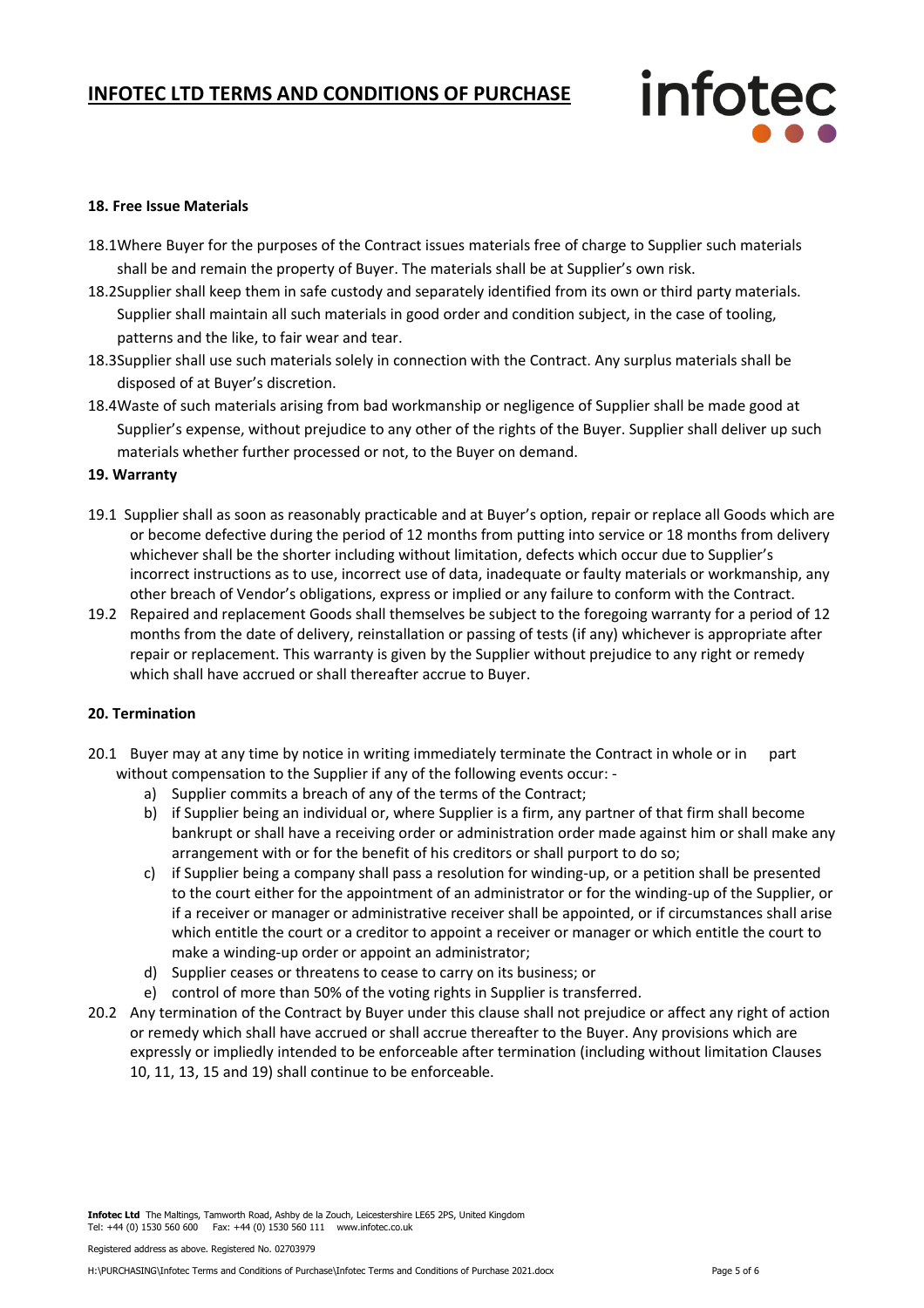**18. Free Issue Materials**

18.1 Where Buyer for the purposes of the Contract issues materials free of charge to Supplier such materials shall be and remain the property of Buyer. The materials shall be at Supplier's own risk.

18.2 Supplier shall keep them in safe custody and separately identified from its own or third party materials. Supplier shall maintain all such materials in good order and condition subject, in the case of tooling, patterns and the like, to fair wear and tear.

18.3 Supplier shall use such materials solely in connection with the Contract. Any surplus materials shall be disposed of at Buyer's discretion.

18.4 Waste of such materials arising from bad workmanship or negligence of Supplier shall be made good at Supplier's expense, without prejudice to any other of the rights of the Buyer. Supplier shall deliver up such materials whether further processed or not, to the Buyer on demand.

**19. Warranty**

19.1 Supplier shall as soon as reasonably practicable and at Buyer's option, repair or replace all Goods which are or become defective during the period of 12 months from putting into service or 18 months from delivery whichever shall be the shorter including without limitation, defects which occur due to Supplier's incorrect instructions as to use, incorrect use of data, inadequate or faulty materials or workmanship, any other breach of Vendor's obligations, express or implied or any failure to conform with the Contract.

19.2 Repaired and replacement Goods shall themselves be subject to the foregoing warranty for a period of 12 months from the date of delivery, reinstallation or passing of tests (if any) whichever is appropriate after repair or replacement. This warranty is given by the Supplier without prejudice to any right or remedy which shall have accrued or shall thereafter accrue to Buyer.

**20. Termination**

20.1 Buyer may at any time by notice in writing immediately terminate the Contract in whole or in part without compensation to the Supplier if any of the following events occur: -

a) Supplier commits a breach of any of the terms of the Contract;
b) if Supplier being an individual or, where Supplier is a firm, any partner of that firm shall become bankrupt or shall have a receiving order or administration order made against him or shall make any arrangement with or for the benefit of his creditors or shall purport to do so;
c) if Supplier being a company shall pass a resolution for winding-up, or a petition shall be presented to the court either for the appointment of an administrator or for the winding-up of the Supplier, or if a receiver or manager or administrative receiver shall be appointed, or if circumstances shall arise which entitle the court or a creditor to appoint a receiver or manager or which entitle the court to make a winding-up order or appoint an administrator;
d) Supplier ceases or threatens to cease to carry on its business; or
e) control of more than 50% of the voting rights in Supplier is transferred.

20.2 Any termination of the Contract by Buyer under this clause shall not prejudice or affect any right of action or remedy which shall have accrued or shall accrue thereafter to the Buyer. Any provisions which are expressly or impliedly intended to be enforceable after termination (including without limitation Clauses 10, 11, 13, 15 and 19) shall continue to be enforceable.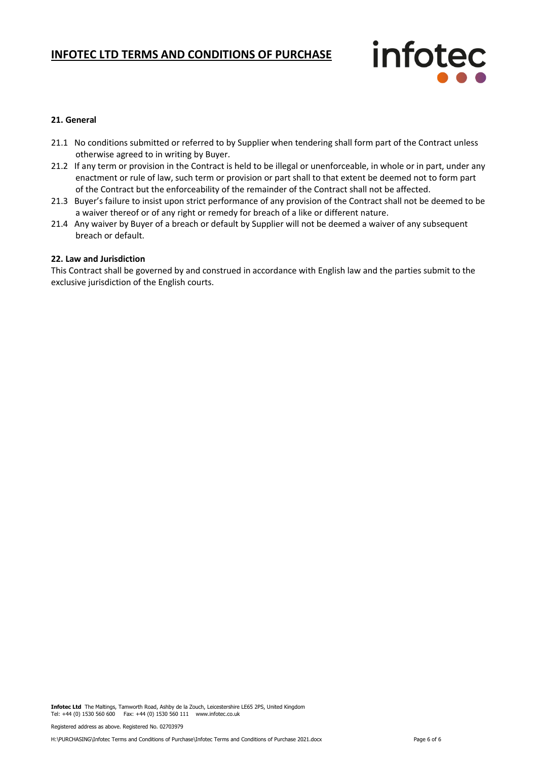## 21. General

21.1 No conditions submitted or referred to by Supplier when tendering shall form part of the Contract unless otherwise agreed to in writing by Buyer.

21.2 If any term or provision in the Contract is held to be illegal or unenforceable, in whole or in part, under any enactment or rule of law, such term or provision or part shall to that extent be deemed not to form part of the Contract but the enforceability of the remainder of the Contract shall not be affected.

21.3 Buyer's failure to insist upon strict performance of any provision of the Contract shall not be deemed to be a waiver thereof or of any right or remedy for breach of a like or different nature.

21.4 Any waiver by Buyer of a breach or default by Supplier will not be deemed a waiver of any subsequent breach or default.

## 22. Law and Jurisdiction

This Contract shall be governed by and construed in accordance with English law and the parties submit to the exclusive jurisdiction of the English courts.